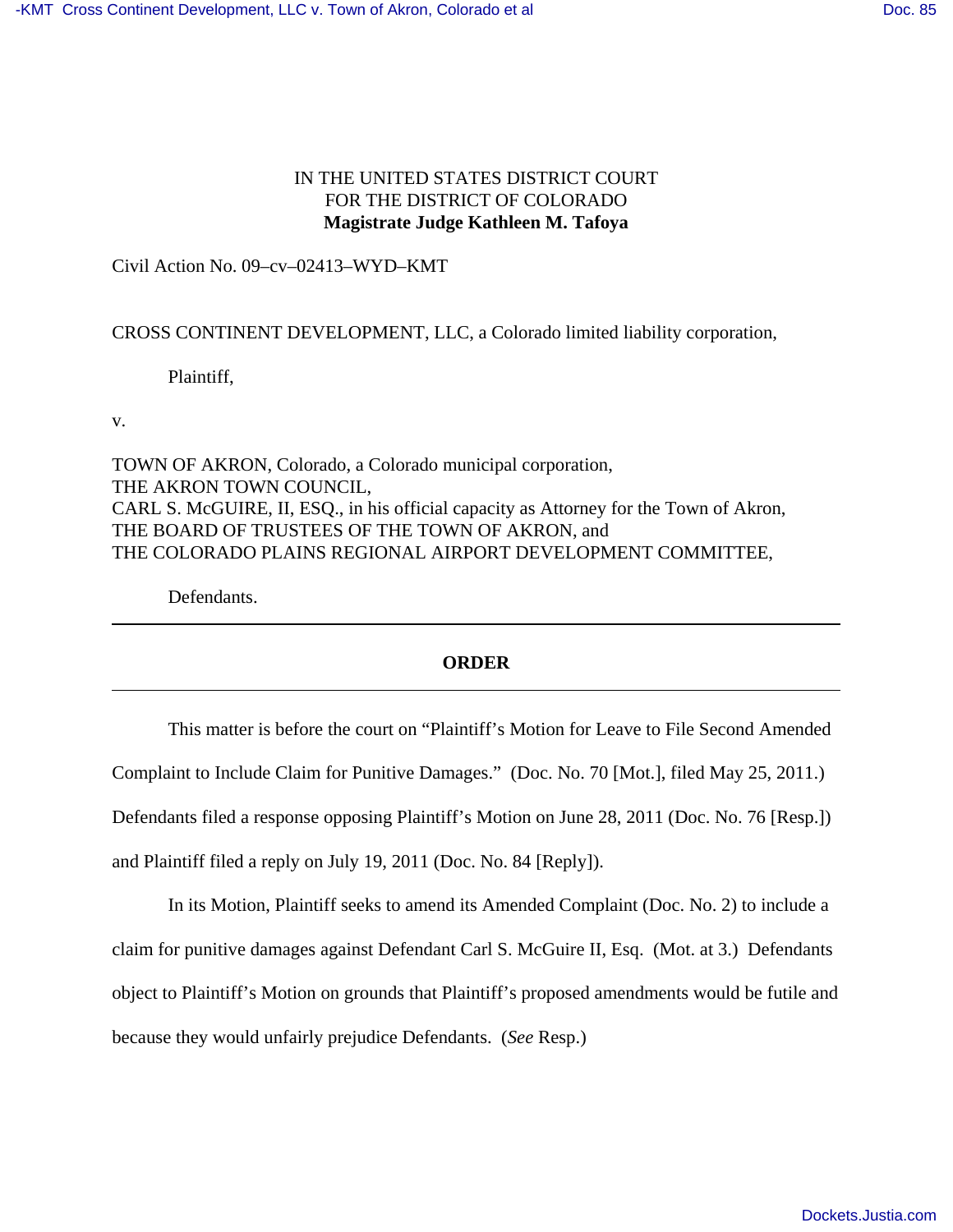IN THE UNITED STATES DISTRICT COURT
FOR THE DISTRICT OF COLORADO
**Magistrate Judge Kathleen M. Tafoya**

Civil Action No. 09–cv–02413–WYD–KMT

CROSS CONTINENT DEVELOPMENT, LLC, a Colorado limited liability corporation,

Plaintiff,

v.

TOWN OF AKRON, Colorado, a Colorado municipal corporation,
THE AKRON TOWN COUNCIL,
CARL S. McGUIRE, II, ESQ., in his official capacity as Attorney for the Town of Akron,
THE BOARD OF TRUSTEES OF THE TOWN OF AKRON, and
THE COLORADO PLAINS REGIONAL AIRPORT DEVELOPMENT COMMITTEE,

Defendants.

---

**ORDER**

---

This matter is before the court on "Plaintiff's Motion for Leave to File Second Amended Complaint to Include Claim for Punitive Damages." (Doc. No. 70 [Mot.], filed May 25, 2011.) Defendants filed a response opposing Plaintiff's Motion on June 28, 2011 (Doc. No. 76 [Resp.]) and Plaintiff filed a reply on July 19, 2011 (Doc. No. 84 [Reply]).

In its Motion, Plaintiff seeks to amend its Amended Complaint (Doc. No. 2) to include a claim for punitive damages against Defendant Carl S. McGuire II, Esq. (Mot. at 3.) Defendants object to Plaintiff's Motion on grounds that Plaintiff's proposed amendments would be futile and because they would unfairly prejudice Defendants. (*See* Resp.)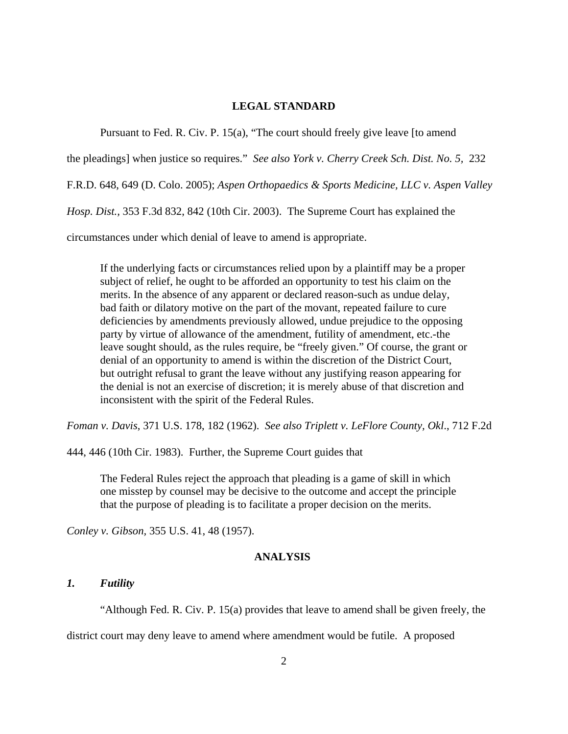## LEGAL STANDARD

Pursuant to Fed. R. Civ. P. 15(a), "The court should freely give leave [to amend the pleadings] when justice so requires." *See also York v. Cherry Creek Sch. Dist. No. 5*, 232 F.R.D. 648, 649 (D. Colo. 2005); *Aspen Orthopaedics & Sports Medicine, LLC v. Aspen Valley Hosp. Dist.*, 353 F.3d 832, 842 (10th Cir. 2003). The Supreme Court has explained the circumstances under which denial of leave to amend is appropriate.

> If the underlying facts or circumstances relied upon by a plaintiff may be a proper subject of relief, he ought to be afforded an opportunity to test his claim on the merits. In the absence of any apparent or declared reason-such as undue delay, bad faith or dilatory motive on the part of the movant, repeated failure to cure deficiencies by amendments previously allowed, undue prejudice to the opposing party by virtue of allowance of the amendment, futility of amendment, etc.-the leave sought should, as the rules require, be "freely given." Of course, the grant or denial of an opportunity to amend is within the discretion of the District Court, but outright refusal to grant the leave without any justifying reason appearing for the denial is not an exercise of discretion; it is merely abuse of that discretion and inconsistent with the spirit of the Federal Rules.

*Foman v. Davis*, 371 U.S. 178, 182 (1962). *See also Triplett v. LeFlore County, Okl*., 712 F.2d 444, 446 (10th Cir. 1983). Further, the Supreme Court guides that

> The Federal Rules reject the approach that pleading is a game of skill in which one misstep by counsel may be decisive to the outcome and accept the principle that the purpose of pleading is to facilitate a proper decision on the merits.

*Conley v. Gibson*, 355 U.S. 41, 48 (1957).

## ANALYSIS

### *1. Futility*

"Although Fed. R. Civ. P. 15(a) provides that leave to amend shall be given freely, the district court may deny leave to amend where amendment would be futile. A proposed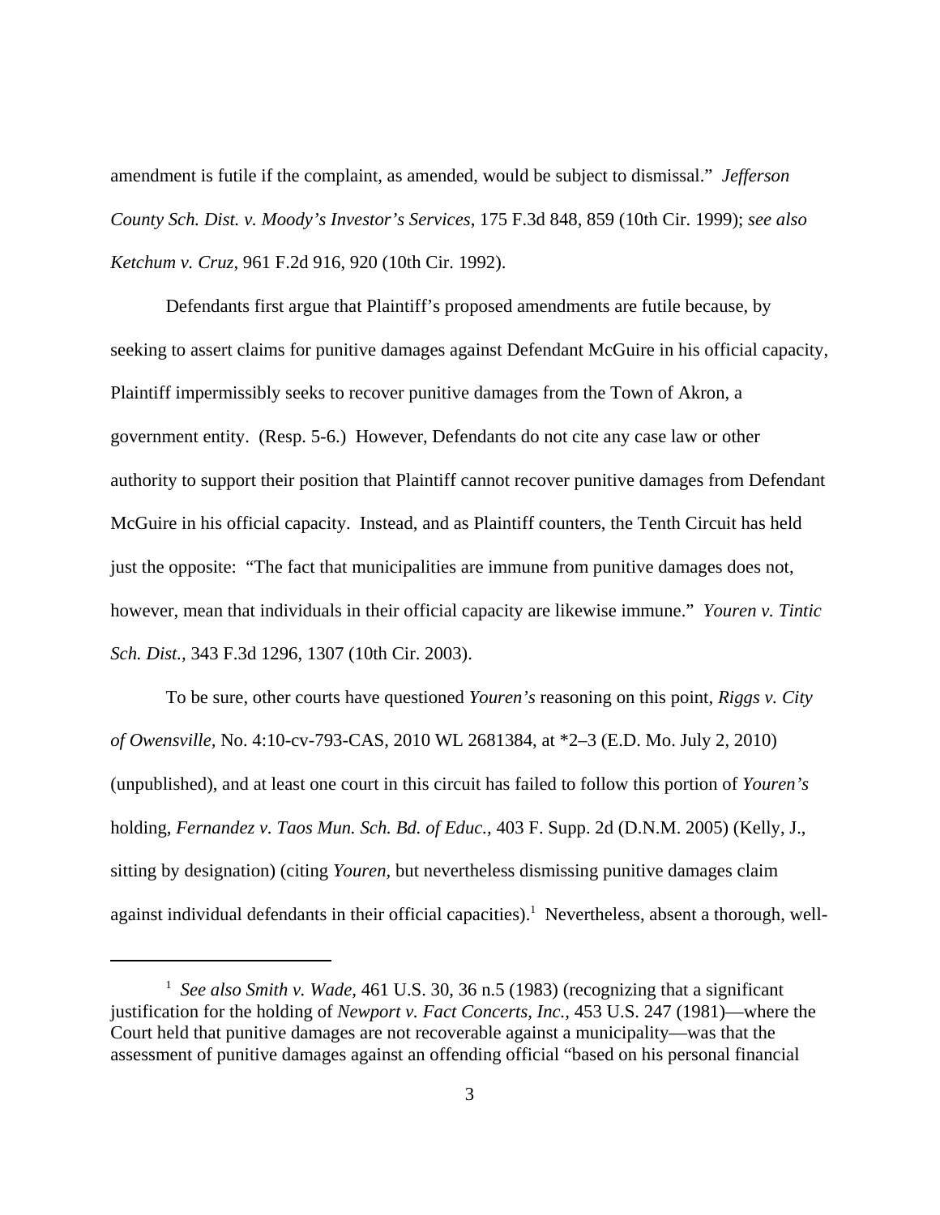amendment is futile if the complaint, as amended, would be subject to dismissal." *Jefferson County Sch. Dist. v. Moody's Investor's Services*, 175 F.3d 848, 859 (10th Cir. 1999); *see also Ketchum v. Cruz*, 961 F.2d 916, 920 (10th Cir. 1992).

Defendants first argue that Plaintiff's proposed amendments are futile because, by seeking to assert claims for punitive damages against Defendant McGuire in his official capacity, Plaintiff impermissibly seeks to recover punitive damages from the Town of Akron, a government entity. (Resp. 5-6.) However, Defendants do not cite any case law or other authority to support their position that Plaintiff cannot recover punitive damages from Defendant McGuire in his official capacity. Instead, and as Plaintiff counters, the Tenth Circuit has held just the opposite: "The fact that municipalities are immune from punitive damages does not, however, mean that individuals in their official capacity are likewise immune." *Youren v. Tintic Sch. Dist.*, 343 F.3d 1296, 1307 (10th Cir. 2003).

To be sure, other courts have questioned *Youren's* reasoning on this point, *Riggs v. City of Owensville,* No. 4:10-cv-793-CAS, 2010 WL 2681384, at *2–3 (E.D. Mo. July 2, 2010) (unpublished), and at least one court in this circuit has failed to follow this portion of *Youren's* holding, *Fernandez v. Taos Mun. Sch. Bd. of Educ.,* 403 F. Supp. 2d (D.N.M. 2005) (Kelly, J., sitting by designation) (citing *Youren*, but nevertheless dismissing punitive damages claim against individual defendants in their official capacities).[1] Nevertheless, absent a thorough, well-

---

[1] *See also Smith v. Wade*, 461 U.S. 30, 36 n.5 (1983) (recognizing that a significant justification for the holding of *Newport v. Fact Concerts, Inc.,* 453 U.S. 247 (1981)—where the Court held that punitive damages are not recoverable against a municipality—was that the assessment of punitive damages against an offending official "based on his personal financial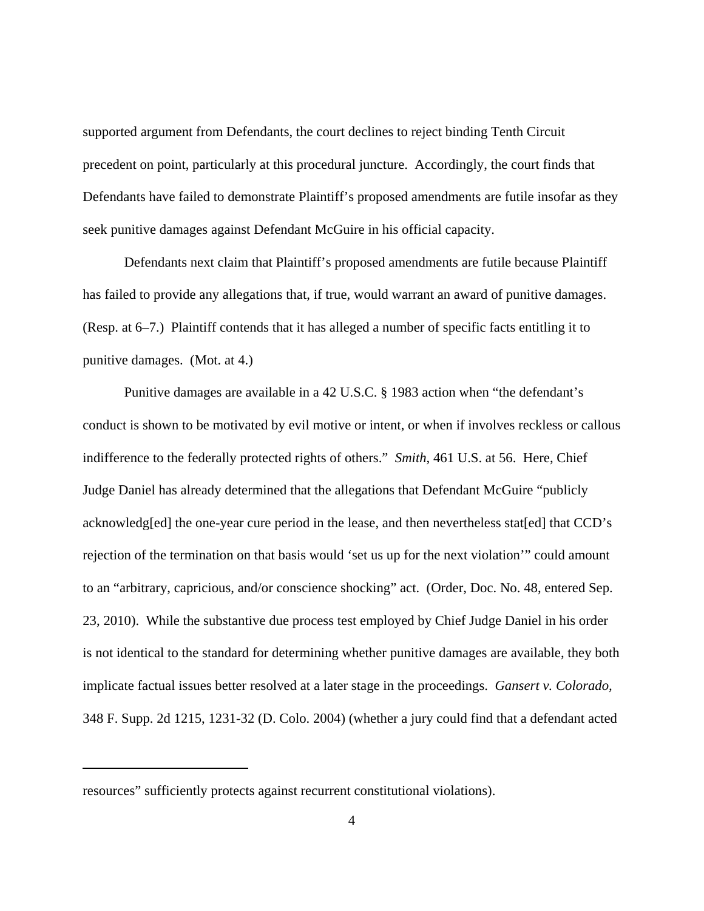supported argument from Defendants, the court declines to reject binding Tenth Circuit precedent on point, particularly at this procedural juncture. Accordingly, the court finds that Defendants have failed to demonstrate Plaintiff's proposed amendments are futile insofar as they seek punitive damages against Defendant McGuire in his official capacity.

Defendants next claim that Plaintiff's proposed amendments are futile because Plaintiff has failed to provide any allegations that, if true, would warrant an award of punitive damages. (Resp. at 6–7.) Plaintiff contends that it has alleged a number of specific facts entitling it to punitive damages. (Mot. at 4.)

Punitive damages are available in a 42 U.S.C. § 1983 action when "the defendant's conduct is shown to be motivated by evil motive or intent, or when if involves reckless or callous indifference to the federally protected rights of others." *Smith*, 461 U.S. at 56. Here, Chief Judge Daniel has already determined that the allegations that Defendant McGuire "publicly acknowledg[ed] the one-year cure period in the lease, and then nevertheless stat[ed] that CCD's rejection of the termination on that basis would 'set us up for the next violation'" could amount to an "arbitrary, capricious, and/or conscience shocking" act. (Order, Doc. No. 48, entered Sep. 23, 2010). While the substantive due process test employed by Chief Judge Daniel in his order is not identical to the standard for determining whether punitive damages are available, they both implicate factual issues better resolved at a later stage in the proceedings. *Gansert v. Colorado,* 348 F. Supp. 2d 1215, 1231-32 (D. Colo. 2004) (whether a jury could find that a defendant acted

---

resources" sufficiently protects against recurrent constitutional violations).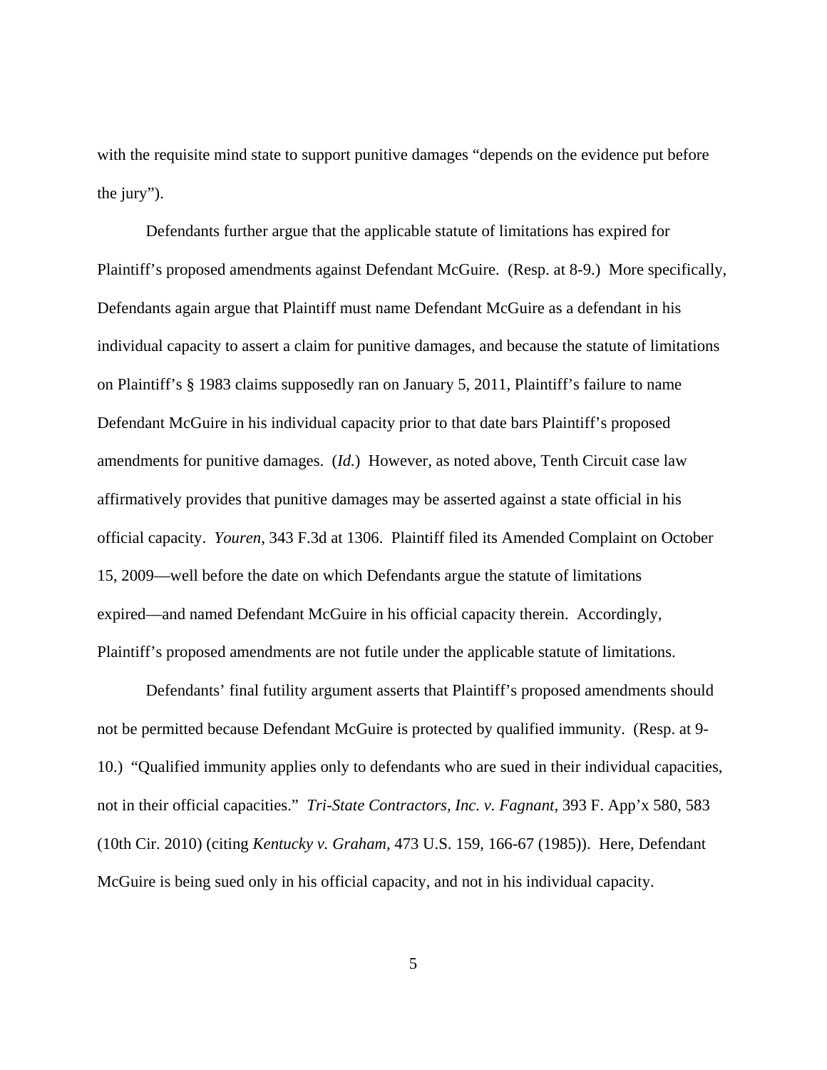with the requisite mind state to support punitive damages "depends on the evidence put before the jury").

Defendants further argue that the applicable statute of limitations has expired for Plaintiff's proposed amendments against Defendant McGuire. (Resp. at 8-9.) More specifically, Defendants again argue that Plaintiff must name Defendant McGuire as a defendant in his individual capacity to assert a claim for punitive damages, and because the statute of limitations on Plaintiff's § 1983 claims supposedly ran on January 5, 2011, Plaintiff's failure to name Defendant McGuire in his individual capacity prior to that date bars Plaintiff's proposed amendments for punitive damages. (*Id.*) However, as noted above, Tenth Circuit case law affirmatively provides that punitive damages may be asserted against a state official in his official capacity. *Youren*, 343 F.3d at 1306. Plaintiff filed its Amended Complaint on October 15, 2009—well before the date on which Defendants argue the statute of limitations expired—and named Defendant McGuire in his official capacity therein. Accordingly, Plaintiff's proposed amendments are not futile under the applicable statute of limitations.

Defendants' final futility argument asserts that Plaintiff's proposed amendments should not be permitted because Defendant McGuire is protected by qualified immunity. (Resp. at 9-10.) "Qualified immunity applies only to defendants who are sued in their individual capacities, not in their official capacities." *Tri-State Contractors, Inc. v. Fagnant*, 393 F. App'x 580, 583 (10th Cir. 2010) (citing *Kentucky v. Graham*, 473 U.S. 159, 166-67 (1985)). Here, Defendant McGuire is being sued only in his official capacity, and not in his individual capacity.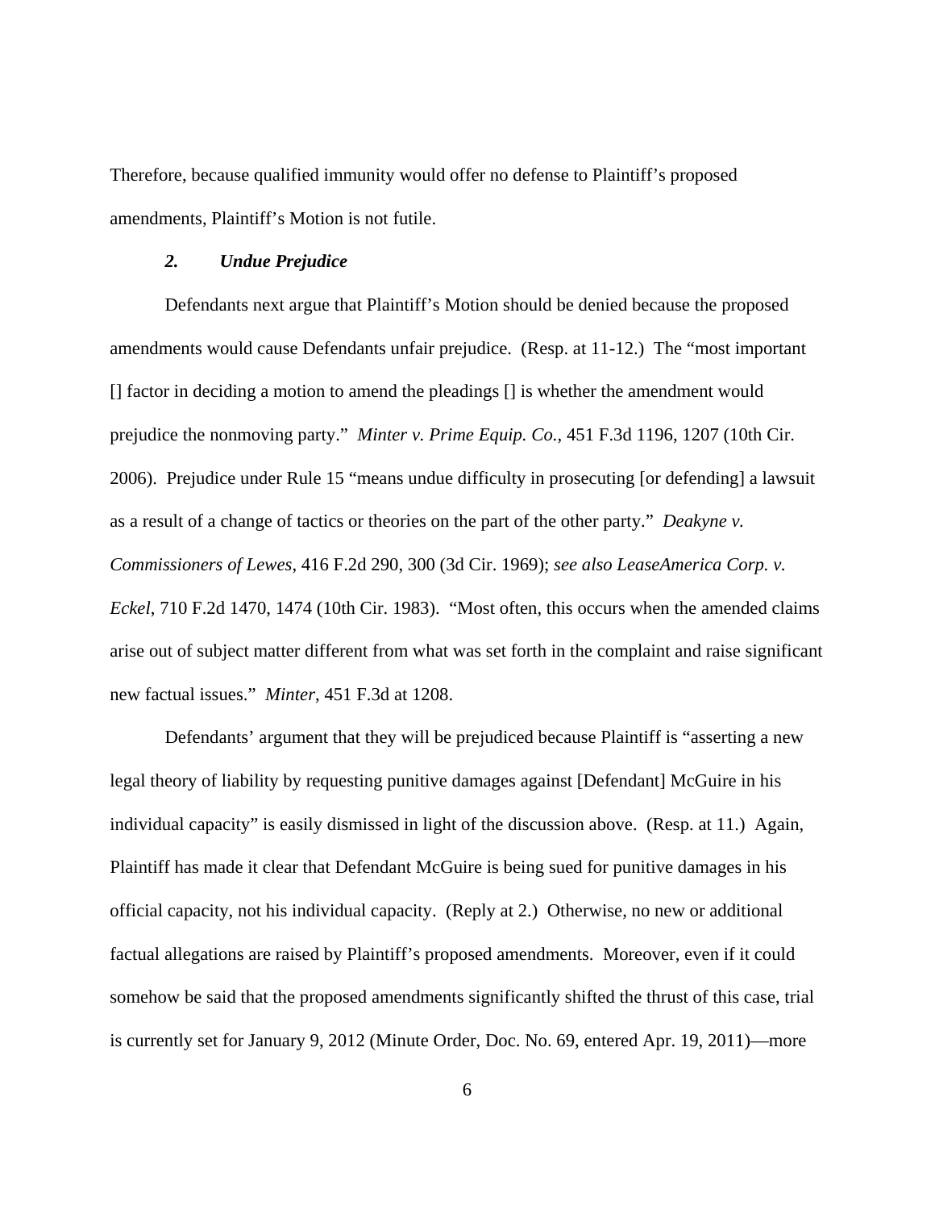Therefore, because qualified immunity would offer no defense to Plaintiff's proposed amendments, Plaintiff's Motion is not futile.

### *2. Undue Prejudice*

Defendants next argue that Plaintiff's Motion should be denied because the proposed amendments would cause Defendants unfair prejudice. (Resp. at 11-12.) The "most important [] factor in deciding a motion to amend the pleadings [] is whether the amendment would prejudice the nonmoving party." *Minter v. Prime Equip. Co.*, 451 F.3d 1196, 1207 (10th Cir. 2006). Prejudice under Rule 15 "means undue difficulty in prosecuting [or defending] a lawsuit as a result of a change of tactics or theories on the part of the other party." *Deakyne v. Commissioners of Lewes*, 416 F.2d 290, 300 (3d Cir. 1969); *see also LeaseAmerica Corp. v. Eckel*, 710 F.2d 1470, 1474 (10th Cir. 1983). "Most often, this occurs when the amended claims arise out of subject matter different from what was set forth in the complaint and raise significant new factual issues." *Minter*, 451 F.3d at 1208.

Defendants' argument that they will be prejudiced because Plaintiff is "asserting a new legal theory of liability by requesting punitive damages against [Defendant] McGuire in his individual capacity" is easily dismissed in light of the discussion above. (Resp. at 11.) Again, Plaintiff has made it clear that Defendant McGuire is being sued for punitive damages in his official capacity, not his individual capacity. (Reply at 2.) Otherwise, no new or additional factual allegations are raised by Plaintiff's proposed amendments. Moreover, even if it could somehow be said that the proposed amendments significantly shifted the thrust of this case, trial is currently set for January 9, 2012 (Minute Order, Doc. No. 69, entered Apr. 19, 2011)—more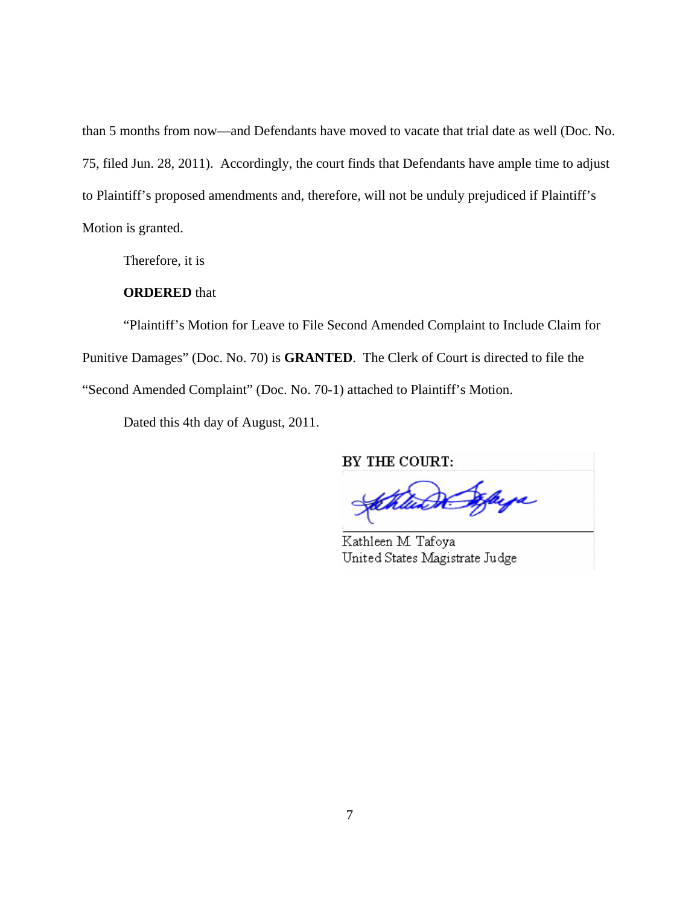than 5 months from now—and Defendants have moved to vacate that trial date as well (Doc. No. 75, filed Jun. 28, 2011). Accordingly, the court finds that Defendants have ample time to adjust to Plaintiff's proposed amendments and, therefore, will not be unduly prejudiced if Plaintiff's Motion is granted.

Therefore, it is

**ORDERED** that

"Plaintiff's Motion for Leave to File Second Amended Complaint to Include Claim for Punitive Damages" (Doc. No. 70) is **GRANTED**. The Clerk of Court is directed to file the "Second Amended Complaint" (Doc. No. 70-1) attached to Plaintiff's Motion.

Dated this 4th day of August, 2011.

BY THE COURT:

Kathleen M. Tafoya
United States Magistrate Judge